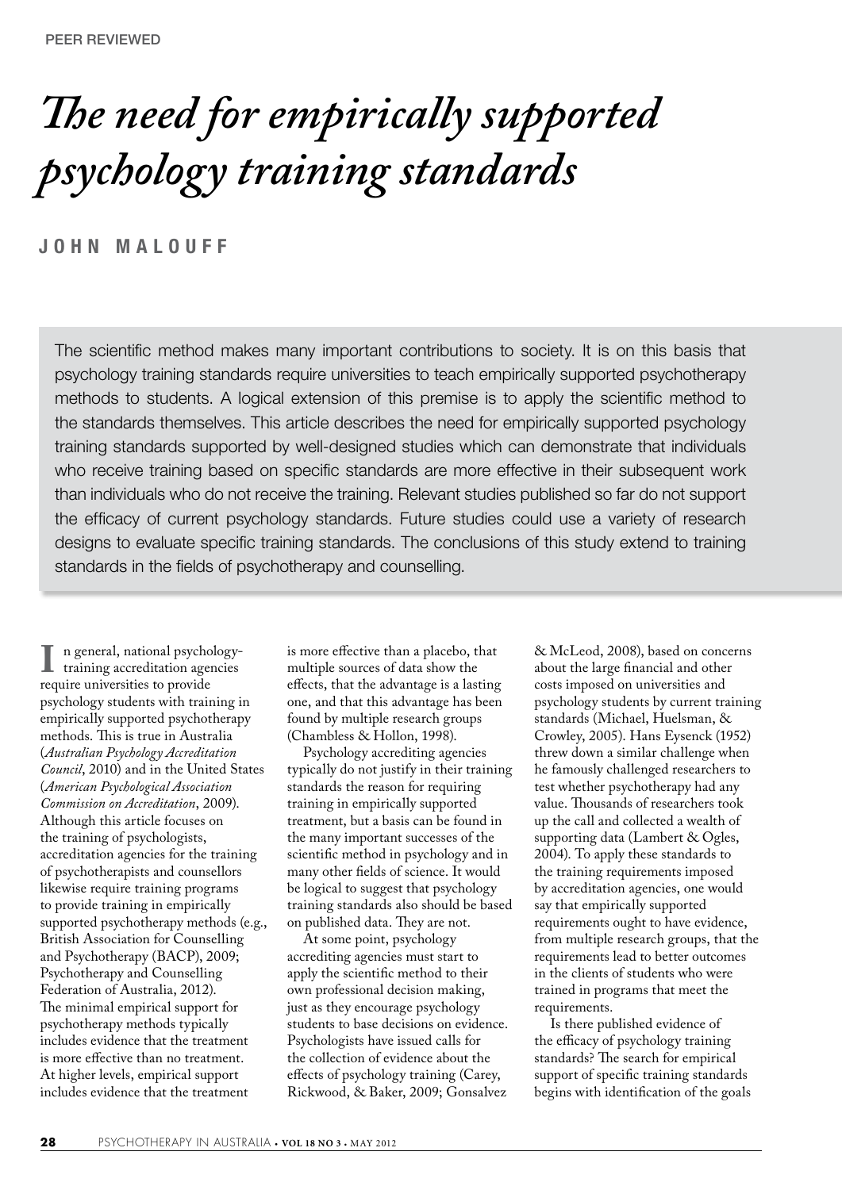PEER REVIEWED

# *The need for empirically supported psychology training standards*

**JOHN MALOUFF**

The scientific method makes many important contributions to society. It is on this basis that psychology training standards require universities to teach empirically supported psychotherapy methods to students. A logical extension of this premise is to apply the scientific method to the standards themselves. This article describes the need for empirically supported psychology training standards supported by well-designed studies which can demonstrate that individuals who receive training based on specific standards are more effective in their subsequent work than individuals who do not receive the training. Relevant studies published so far do not support the efficacy of current psychology standards. Future studies could use a variety of research designs to evaluate specific training standards. The conclusions of this study extend to training standards in the fields of psychotherapy and counselling.

In general, national psychology-training accreditation agencies require universities to provide psychology students with training in empirically supported psychotherapy methods. This is true in Australia (*Australian Psychology Accreditation Council*, 2010) and in the United States (*American Psychological Association Commission on Accreditation*, 2009). Although this article focuses on the training of psychologists, accreditation agencies for the training of psychotherapists and counsellors likewise require training programs to provide training in empirically supported psychotherapy methods (e.g., British Association for Counselling and Psychotherapy (BACP), 2009; Psychotherapy and Counselling Federation of Australia, 2012). The minimal empirical support for psychotherapy methods typically includes evidence that the treatment is more effective than no treatment. At higher levels, empirical support includes evidence that the treatment is more effective than a placebo, that multiple sources of data show the effects, that the advantage is a lasting one, and that this advantage has been found by multiple research groups (Chambless & Hollon, 1998).

Psychology accrediting agencies typically do not justify in their training standards the reason for requiring training in empirically supported treatment, but a basis can be found in the many important successes of the scientific method in psychology and in many other fields of science. It would be logical to suggest that psychology training standards also should be based on published data. They are not.

At some point, psychology accrediting agencies must start to apply the scientific method to their own professional decision making, just as they encourage psychology students to base decisions on evidence. Psychologists have issued calls for the collection of evidence about the effects of psychology training (Carey, Rickwood, & Baker, 2009; Gonsalvez & McLeod, 2008), based on concerns about the large financial and other costs imposed on universities and psychology students by current training standards (Michael, Huelsman, & Crowley, 2005). Hans Eysenck (1952) threw down a similar challenge when he famously challenged researchers to test whether psychotherapy had any value. Thousands of researchers took up the call and collected a wealth of supporting data (Lambert & Ogles, 2004). To apply these standards to the training requirements imposed by accreditation agencies, one would say that empirically supported requirements ought to have evidence, from multiple research groups, that the requirements lead to better outcomes in the clients of students who were trained in programs that meet the requirements.

Is there published evidence of the efficacy of psychology training standards? The search for empirical support of specific training standards begins with identification of the goals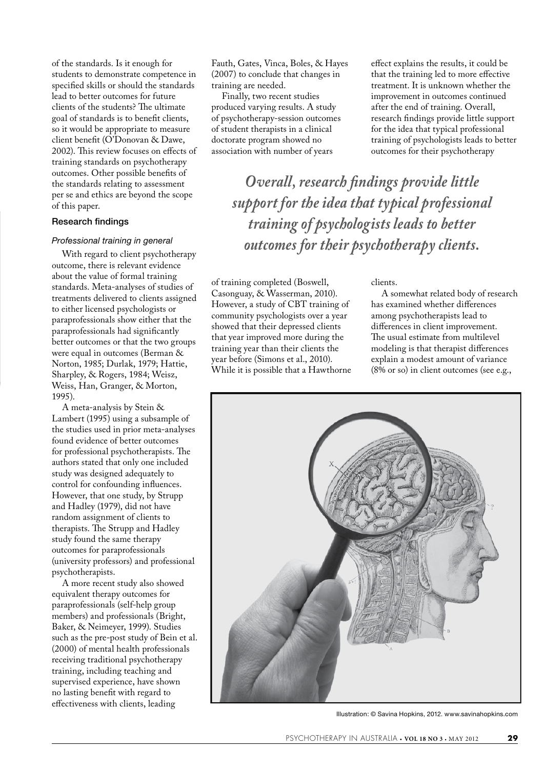of the standards. Is it enough for students to demonstrate competence in specified skills or should the standards lead to better outcomes for future clients of the students? The ultimate goal of standards is to benefit clients, so it would be appropriate to measure client benefit (O'Donovan & Dawe, 2002). This review focuses on effects of training standards on psychotherapy outcomes. Other possible benefits of the standards relating to assessment per se and ethics are beyond the scope of this paper.

## Research findings

### *Professional training in general*

With regard to client psychotherapy outcome, there is relevant evidence about the value of formal training standards. Meta-analyses of studies of treatments delivered to clients assigned to either licensed psychologists or paraprofessionals show either that the paraprofessionals had significantly better outcomes or that the two groups were equal in outcomes (Berman & Norton, 1985; Durlak, 1979; Hattie, Sharpley, & Rogers, 1984; Weisz, Weiss, Han, Granger, & Morton, 1995).

A meta-analysis by Stein & Lambert (1995) using a subsample of the studies used in prior meta-analyses found evidence of better outcomes for professional psychotherapists. The authors stated that only one included study was designed adequately to control for confounding influences. However, that one study, by Strupp and Hadley (1979), did not have random assignment of clients to therapists. The Strupp and Hadley study found the same therapy outcomes for paraprofessionals (university professors) and professional psychotherapists.

A more recent study also showed equivalent therapy outcomes for paraprofessionals (self-help group members) and professionals (Bright, Baker, & Neimeyer, 1999). Studies such as the pre-post study of Bein et al. (2000) of mental health professionals receiving traditional psychotherapy training, including teaching and supervised experience, have shown no lasting benefit with regard to effectiveness with clients, leading Fauth, Gates, Vinca, Boles, & Hayes (2007) to conclude that changes in training are needed.

Finally, two recent studies produced varying results. A study of psychotherapy-session outcomes of student therapists in a clinical doctorate program showed no association with number of years of training completed (Boswell, Casonguay, & Wasserman, 2010). However, a study of CBT training of community psychologists over a year showed that their depressed clients that year improved more during the training year than their clients the year before (Simons et al., 2010). While it is possible that a Hawthorne effect explains the results, it could be that the training led to more effective treatment. It is unknown whether the improvement in outcomes continued after the end of training. Overall, research findings provide little support for the idea that typical professional training of psychologists leads to better outcomes for their psychotherapy clients.

> *Overall, research findings provide little support for the idea that typical professional training of psychologists leads to better outcomes for their psychotherapy clients.*

A somewhat related body of research has examined whether differences among psychotherapists lead to differences in client improvement. The usual estimate from multilevel modeling is that therapist differences explain a modest amount of variance (8% or so) in client outcomes (see e.g.,

Illustration: © Savina Hopkins, 2012. www.savinahopkins.com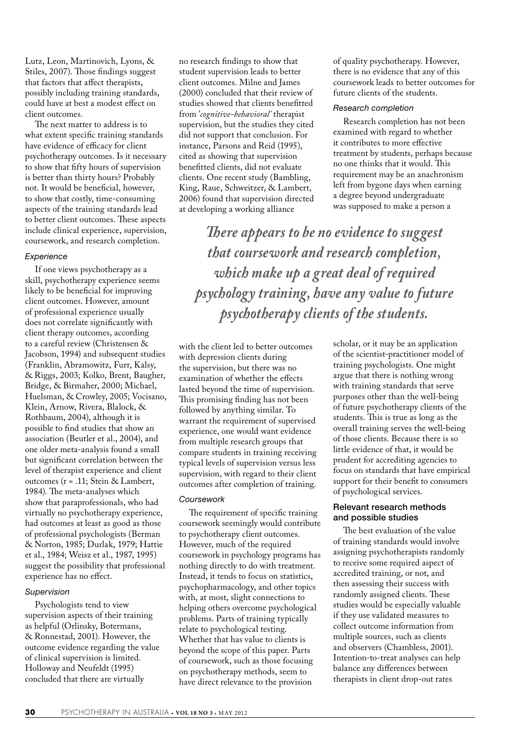Lutz, Leon, Martinovich, Lyons, & Stiles, 2007). Those findings suggest that factors that affect therapists, possibly including training standards, could have at best a modest effect on client outcomes.

The next matter to address is to what extent specific training standards have evidence of efficacy for client psychotherapy outcomes. Is it necessary to show that fifty hours of supervision is better than thirty hours? Probably not. It would be beneficial, however, to show that costly, time-consuming aspects of the training standards lead to better client outcomes. These aspects include clinical experience, supervision, coursework, and research completion.

#### *Experience*

If one views psychotherapy as a skill, psychotherapy experience seems likely to be beneficial for improving client outcomes. However, amount of professional experience usually does not correlate significantly with client therapy outcomes, according to a careful review (Christensen & Jacobson, 1994) and subsequent studies (Franklin, Abramowitz, Furr, Kalsy, & Riggs, 2003; Kolko, Brent, Baugher, Bridge, & Birmaher, 2000; Michael, Huelsman, & Crowley, 2005; Vocisano, Klein, Arnow, Rivera, Blalock, & Rothbaum, 2004), although it is possible to find studies that show an association (Beutler et al., 2004), and one older meta-analysis found a small but significant correlation between the level of therapist experience and client outcomes ($r = .11$; Stein & Lambert, 1984). The meta-analyses which show that paraprofessionals, who had virtually no psychotherapy experience, had outcomes at least as good as those of professional psychologists (Berman & Norton, 1985; Durlak, 1979; Hattie et al., 1984; Weisz et al., 1987, 1995) suggest the possibility that professional experience has no effect.

#### *Supervision*

Psychologists tend to view supervision aspects of their training as helpful (Orlinsky, Botermans, & Ronnestad, 2001). However, the outcome evidence regarding the value of clinical supervision is limited. Holloway and Neufeldt (1995) concluded that there are virtually no research findings to show that student supervision leads to better client outcomes. Milne and James (2000) concluded that their review of studies showed that clients benefitted from *'cognitive-behavioral'* therapist supervision, but the studies they cited did not support that conclusion. For instance, Parsons and Reid (1995), cited as showing that supervision benefitted clients, did not evaluate clients. One recent study (Bambling, King, Raue, Schweitzer, & Lambert, 2006) found that supervision directed at developing a working alliance with the client led to better outcomes with depression clients during the supervision, but there was no examination of whether the effects lasted beyond the time of supervision. This promising finding has not been followed by anything similar. To warrant the requirement of supervised experience, one would want evidence from multiple research groups that compare students in training receiving typical levels of supervision versus less supervision, with regard to their client outcomes after completion of training.

#### *Coursework*

The requirement of specific training coursework seemingly would contribute to psychotherapy client outcomes. However, much of the required coursework in psychology programs has nothing directly to do with treatment. Instead, it tends to focus on statistics, psychopharmacology, and other topics with, at most, slight connections to helping others overcome psychological problems. Parts of training typically relate to psychological testing. Whether that has value to clients is beyond the scope of this paper. Parts of coursework, such as those focusing on psychotherapy methods, seem to have direct relevance to the provision of quality psychotherapy. However, there is no evidence that any of this coursework leads to better outcomes for future clients of the students.

#### *Research completion*

Research completion has not been examined with regard to whether it contributes to more effective treatment by students, perhaps because no one thinks that it would. This requirement may be an anachronism left from bygone days when earning a degree beyond undergraduate was supposed to make a person a scholar, or it may be an application of the scientist-practitioner model of training psychologists. One might argue that there is nothing wrong with training standards that serve purposes other than the well-being of future psychotherapy clients of the students. This is true as long as the overall training serves the well-being of those clients. Because there is so little evidence of that, it would be prudent for accrediting agencies to focus on standards that have empirical support for their benefit to consumers of psychological services.

> ***There appears to be no evidence to suggest that coursework and research completion, which make up a great deal of required psychology training, have any value to future psychotherapy clients of the students.***

### Relevant research methods and possible studies

The best evaluation of the value of training standards would involve assigning psychotherapists randomly to receive some required aspect of accredited training, or not, and then assessing their success with randomly assigned clients. These studies would be especially valuable if they use validated measures to collect outcome information from multiple sources, such as clients and observers (Chambless, 2001). Intention-to-treat analyses can help balance any differences between therapists in client drop-out rates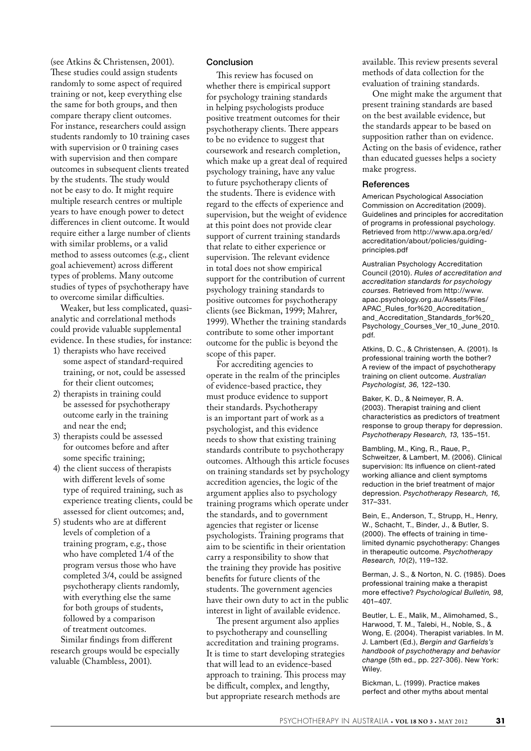(see Atkins & Christensen, 2001). These studies could assign students randomly to some aspect of required training or not, keep everything else the same for both groups, and then compare therapy client outcomes. For instance, researchers could assign students randomly to 10 training cases with supervision or 0 training cases with supervision and then compare outcomes in subsequent clients treated by the students. The study would not be easy to do. It might require multiple research centres or multiple years to have enough power to detect differences in client outcome. It would require either a large number of clients with similar problems, or a valid method to assess outcomes (e.g., client goal achievement) across different types of problems. Many outcome studies of types of psychotherapy have to overcome similar difficulties.

Weaker, but less complicated, quasi-analytic and correlational methods could provide valuable supplemental evidence. In these studies, for instance:

1) therapists who have received some aspect of standard-required training, or not, could be assessed for their client outcomes;
2) therapists in training could be assessed for psychotherapy outcome early in the training and near the end;
3) therapists could be assessed for outcomes before and after some specific training;
4) the client success of therapists with different levels of some type of required training, such as experience treating clients, could be assessed for client outcomes; and,
5) students who are at different levels of completion of a training program, e.g., those who have completed 1/4 of the program versus those who have completed 3/4, could be assigned psychotherapy clients randomly, with everything else the same for both groups of students, followed by a comparison of treatment outcomes.

Similar findings from different research groups would be especially valuable (Chambless, 2001).

## Conclusion

This review has focused on whether there is empirical support for psychology training standards in helping psychologists produce positive treatment outcomes for their psychotherapy clients. There appears to be no evidence to suggest that coursework and research completion, which make up a great deal of required psychology training, have any value to future psychotherapy clients of the students. There is evidence with regard to the effects of experience and supervision, but the weight of evidence at this point does not provide clear support of current training standards that relate to either experience or supervision. The relevant evidence in total does not show empirical support for the contribution of current psychology training standards to positive outcomes for psychotherapy clients (see Bickman, 1999; Mahrer, 1999). Whether the training standards contribute to some other important outcome for the public is beyond the scope of this paper.

For accrediting agencies to operate in the realm of the principles of evidence-based practice, they must produce evidence to support their standards. Psychotherapy is an important part of work as a psychologist, and this evidence needs to show that existing training standards contribute to psychotherapy outcomes. Although this article focuses on training standards set by psychology accredition agencies, the logic of the argument applies also to psychology training programs which operate under the standards, and to government agencies that register or license psychologists. Training programs that aim to be scientific in their orientation carry a responsibility to show that the training they provide has positive benefits for future clients of the students. The government agencies have their own duty to act in the public interest in light of available evidence.

The present argument also applies to psychotherapy and counselling accreditation and training programs. It is time to start developing strategies that will lead to an evidence-based approach to training. This process may be difficult, complex, and lengthy, but appropriate research methods are available. This review presents several methods of data collection for the evaluation of training standards.

One might make the argument that present training standards are based on the best available evidence, but the standards appear to be based on supposition rather than on evidence. Acting on the basis of evidence, rather than educated guesses helps a society make progress.

## References

American Psychological Association Commission on Accreditation (2009). Guidelines and principles for accreditation of programs in professional psychology. Retrieved from http://www.apa.org/ed/accreditation/about/policies/guiding-principles.pdf

Australian Psychology Accreditation Council (2010). *Rules of accreditation and accreditation standards for psychology courses.* Retrieved from http://www.apac.psychology.org.au/Assets/Files/APAC_Rules_for%20_Accreditation_and_Accreditation_Standards_for%20_Psychology_Courses_Ver_10_June_2010.pdf.

Atkins, D. C., & Christensen, A. (2001). Is professional training worth the bother? A review of the impact of psychotherapy training on client outcome. *Australian Psychologist, 36,* 122–130.

Baker, K. D., & Neimeyer, R. A. (2003). Therapist training and client characteristics as predictors of treatment response to group therapy for depression. *Psychotherapy Research, 13,* 135–151.

Bambling, M., King, R., Raue, P., Schweitzer, & Lambert, M. (2006). Clinical supervision: Its influence on client-rated working alliance and client symptoms reduction in the brief treatment of major depression. *Psychotherapy Research, 16,* 317–331.

Bein, E., Anderson, T., Strupp, H., Henry, W., Schacht, T., Binder, J., & Butler, S. (2000). The effects of training in time-limited dynamic psychotherapy: Changes in therapeutic outcome. *Psychotherapy Research, 10*(2), 119–132.

Berman, J. S., & Norton, N. C. (1985). Does professional training make a therapist more effective? *Psychological Bulletin, 98,* 401–407.

Beutler, L. E., Malik, M., Alimohamed, S., Harwood, T. M., Talebi, H., Noble, S., & Wong, E. (2004). Therapist variables. In M. J. Lambert (Ed.), *Bergin and Garfields's handbook of psychotherapy and behavior change* (5th ed., pp. 227-306). New York: Wiley.

Bickman, L. (1999). Practice makes perfect and other myths about mental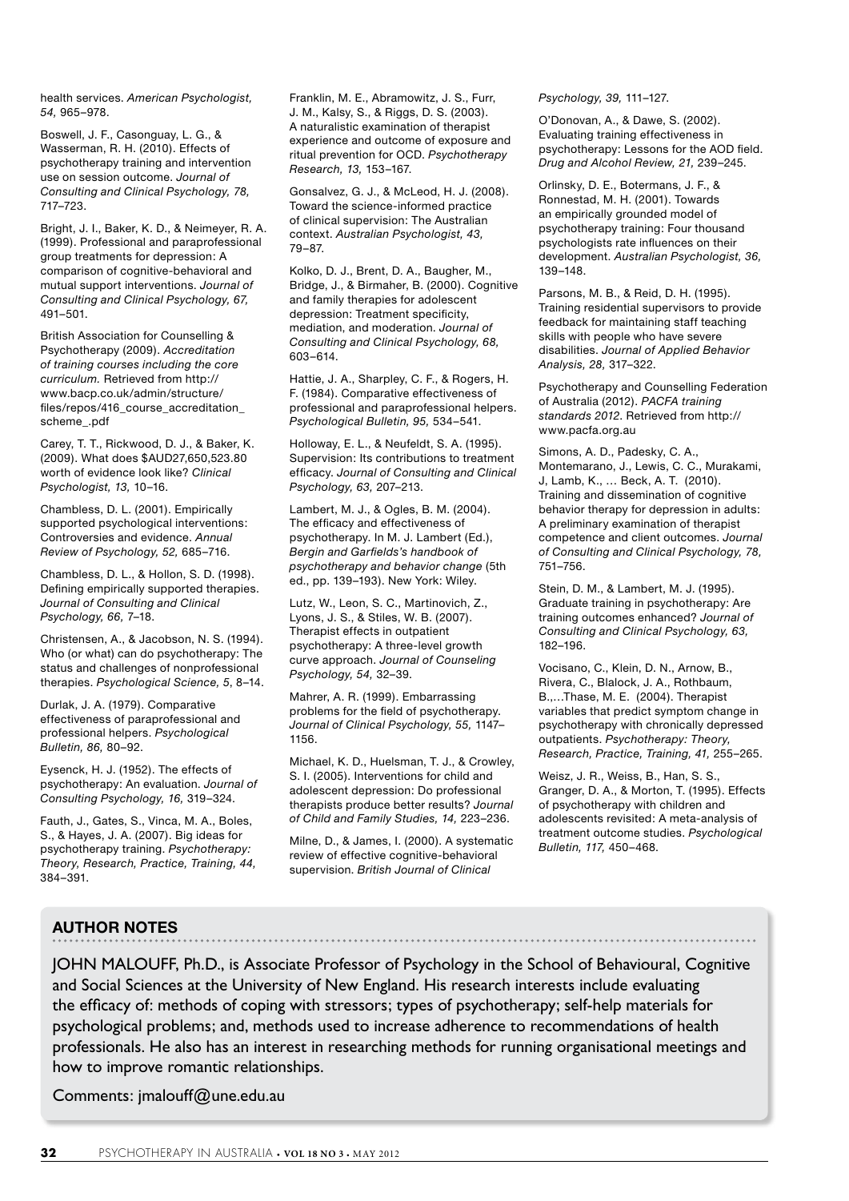health services. *American Psychologist, 54,* 965–978.

Boswell, J. F., Casonguay, L. G., & Wasserman, R. H. (2010). Effects of psychotherapy training and intervention use on session outcome. *Journal of Consulting and Clinical Psychology, 78,* 717–723.

Bright, J. I., Baker, K. D., & Neimeyer, R. A. (1999). Professional and paraprofessional group treatments for depression: A comparison of cognitive-behavioral and mutual support interventions. *Journal of Consulting and Clinical Psychology, 67,* 491–501.

British Association for Counselling & Psychotherapy (2009). *Accreditation of training courses including the core curriculum.* Retrieved from http://www.bacp.co.uk/admin/structure/files/repos/416_course_accreditation_scheme_.pdf

Carey, T. T., Rickwood, D. J., & Baker, K. (2009). What does $AUD27,650,523.80 worth of evidence look like? *Clinical Psychologist, 13,* 10–16.

Chambless, D. L. (2001). Empirically supported psychological interventions: Controversies and evidence. *Annual Review of Psychology, 52,* 685–716.

Chambless, D. L., & Hollon, S. D. (1998). Defining empirically supported therapies. *Journal of Consulting and Clinical Psychology, 66,* 7–18.

Christensen, A., & Jacobson, N. S. (1994). Who (or what) can do psychotherapy: The status and challenges of nonprofessional therapies. *Psychological Science, 5*, 8–14.

Durlak, J. A. (1979). Comparative effectiveness of paraprofessional and professional helpers. *Psychological Bulletin, 86,* 80–92.

Eysenck, H. J. (1952). The effects of psychotherapy: An evaluation. *Journal of Consulting Psychology, 16,* 319–324.

Fauth, J., Gates, S., Vinca, M. A., Boles, S., & Hayes, J. A. (2007). Big ideas for psychotherapy training. *Psychotherapy: Theory, Research, Practice, Training, 44,* 384–391.

Franklin, M. E., Abramowitz, J. S., Furr, J. M., Kalsy, S., & Riggs, D. S. (2003). A naturalistic examination of therapist experience and outcome of exposure and ritual prevention for OCD. *Psychotherapy Research, 13,* 153–167.

Gonsalvez, G. J., & McLeod, H. J. (2008). Toward the science-informed practice of clinical supervision: The Australian context. *Australian Psychologist, 43,* 79–87.

Kolko, D. J., Brent, D. A., Baugher, M., Bridge, J., & Birmaher, B. (2000). Cognitive and family therapies for adolescent depression: Treatment specificity, mediation, and moderation. *Journal of Consulting and Clinical Psychology, 68,* 603–614.

Hattie, J. A., Sharpley, C. F., & Rogers, H. F. (1984). Comparative effectiveness of professional and paraprofessional helpers. *Psychological Bulletin, 95,* 534–541.

Holloway, E. L., & Neufeldt, S. A. (1995). Supervision: Its contributions to treatment efficacy. *Journal of Consulting and Clinical Psychology, 63,* 207–213.

Lambert, M. J., & Ogles, B. M. (2004). The efficacy and effectiveness of psychotherapy. In M. J. Lambert (Ed.), *Bergin and Garfields's handbook of psychotherapy and behavior change* (5th ed., pp. 139–193). New York: Wiley.

Lutz, W., Leon, S. C., Martinovich, Z., Lyons, J. S., & Stiles, W. B. (2007). Therapist effects in outpatient psychotherapy: A three-level growth curve approach. *Journal of Counseling Psychology, 54,* 32–39.

Mahrer, A. R. (1999). Embarrassing problems for the field of psychotherapy. *Journal of Clinical Psychology, 55,* 1147–1156.

Michael, K. D., Huelsman, T. J., & Crowley, S. I. (2005). Interventions for child and adolescent depression: Do professional therapists produce better results? *Journal of Child and Family Studies, 14,* 223–236.

Milne, D., & James, I. (2000). A systematic review of effective cognitive-behavioral supervision. *British Journal of Clinical Psychology, 39,* 111–127.

O'Donovan, A., & Dawe, S. (2002). Evaluating training effectiveness in psychotherapy: Lessons for the AOD field. *Drug and Alcohol Review, 21,* 239–245.

Orlinsky, D. E., Botermans, J. F., & Ronnestad, M. H. (2001). Towards an empirically grounded model of psychotherapy training: Four thousand psychologists rate influences on their development. *Australian Psychologist, 36,* 139–148.

Parsons, M. B., & Reid, D. H. (1995). Training residential supervisors to provide feedback for maintaining staff teaching skills with people who have severe disabilities. *Journal of Applied Behavior Analysis, 28,* 317–322.

Psychotherapy and Counselling Federation of Australia (2012). *PACFA training standards 2012.* Retrieved from http://www.pacfa.org.au

Simons, A. D., Padesky, C. A., Montemarano, J., Lewis, C. C., Murakami, J, Lamb, K., … Beck, A. T. (2010). Training and dissemination of cognitive behavior therapy for depression in adults: A preliminary examination of therapist competence and client outcomes. *Journal of Consulting and Clinical Psychology, 78,* 751–756.

Stein, D. M., & Lambert, M. J. (1995). Graduate training in psychotherapy: Are training outcomes enhanced? *Journal of Consulting and Clinical Psychology, 63,* 182–196.

Vocisano, C., Klein, D. N., Arnow, B., Rivera, C., Blalock, J. A., Rothbaum, B.,…Thase, M. E. (2004). Therapist variables that predict symptom change in psychotherapy with chronically depressed outpatients. *Psychotherapy: Theory, Research, Practice, Training, 41,* 255–265.

Weisz, J. R., Weiss, B., Han, S. S., Granger, D. A., & Morton, T. (1995). Effects of psychotherapy with children and adolescents revisited: A meta-analysis of treatment outcome studies. *Psychological Bulletin, 117,* 450–468.

## AUTHOR NOTES

JOHN MALOUFF, Ph.D., is Associate Professor of Psychology in the School of Behavioural, Cognitive and Social Sciences at the University of New England. His research interests include evaluating the efficacy of: methods of coping with stressors; types of psychotherapy; self-help materials for psychological problems; and, methods used to increase adherence to recommendations of health professionals. He also has an interest in researching methods for running organisational meetings and how to improve romantic relationships.

Comments: jmalouff@une.edu.au